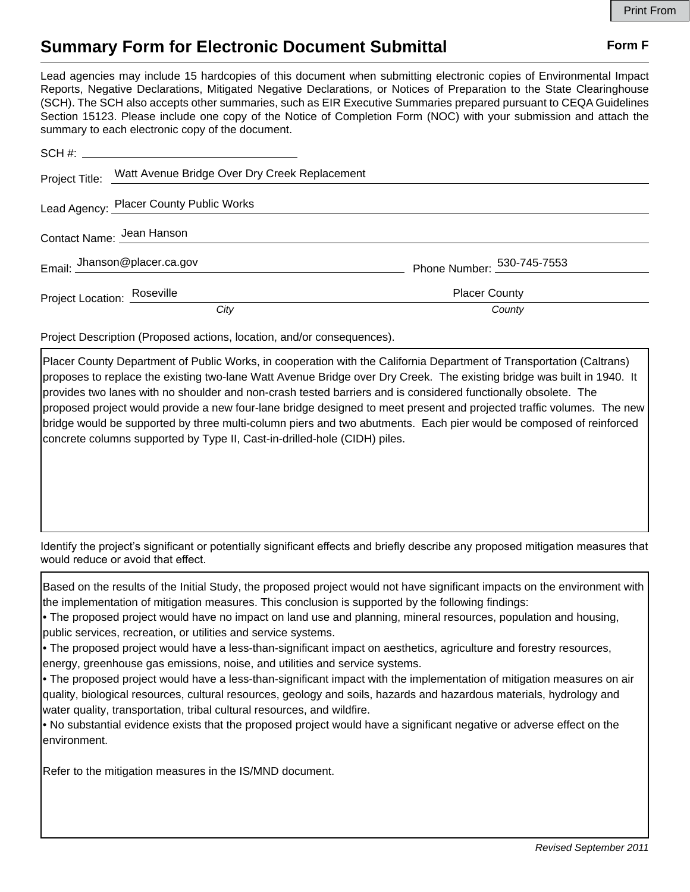Print From

# Summary Form for Electronic Document Submittal

**Form F**

Lead agencies may include 15 hardcopies of this document when submitting electronic copies of Environmental Impact Reports, Negative Declarations, Mitigated Negative Declarations, or Notices of Preparation to the State Clearinghouse (SCH). The SCH also accepts other summaries, such as EIR Executive Summaries prepared pursuant to CEQA Guidelines Section 15123. Please include one copy of the Notice of Completion Form (NOC) with your submission and attach the summary to each electronic copy of the document.

SCH #: 

Project Title: Watt Avenue Bridge Over Dry Creek Replacement

Lead Agency: Placer County Public Works

Contact Name: Jean Hanson

Email: Jhanson@placer.ca.gov  Phone Number: 530-745-7553

Project Location: Roseville (*City*)  Placer County (*County*)

Project Description (Proposed actions, location, and/or consequences).

Placer County Department of Public Works, in cooperation with the California Department of Transportation (Caltrans) proposes to replace the existing two-lane Watt Avenue Bridge over Dry Creek. The existing bridge was built in 1940. It provides two lanes with no shoulder and non-crash tested barriers and is considered functionally obsolete. The proposed project would provide a new four-lane bridge designed to meet present and projected traffic volumes. The new bridge would be supported by three multi-column piers and two abutments. Each pier would be composed of reinforced concrete columns supported by Type II, Cast-in-drilled-hole (CIDH) piles.

Identify the project's significant or potentially significant effects and briefly describe any proposed mitigation measures that would reduce or avoid that effect.

Based on the results of the Initial Study, the proposed project would not have significant impacts on the environment with the implementation of mitigation measures. This conclusion is supported by the following findings:

- The proposed project would have no impact on land use and planning, mineral resources, population and housing, public services, recreation, or utilities and service systems.
- The proposed project would have a less-than-significant impact on aesthetics, agriculture and forestry resources, energy, greenhouse gas emissions, noise, and utilities and service systems.
- The proposed project would have a less-than-significant impact with the implementation of mitigation measures on air quality, biological resources, cultural resources, geology and soils, hazards and hazardous materials, hydrology and water quality, transportation, tribal cultural resources, and wildfire.
- No substantial evidence exists that the proposed project would have a significant negative or adverse effect on the environment.

Refer to the mitigation measures in the IS/MND document.

*Revised September 2011*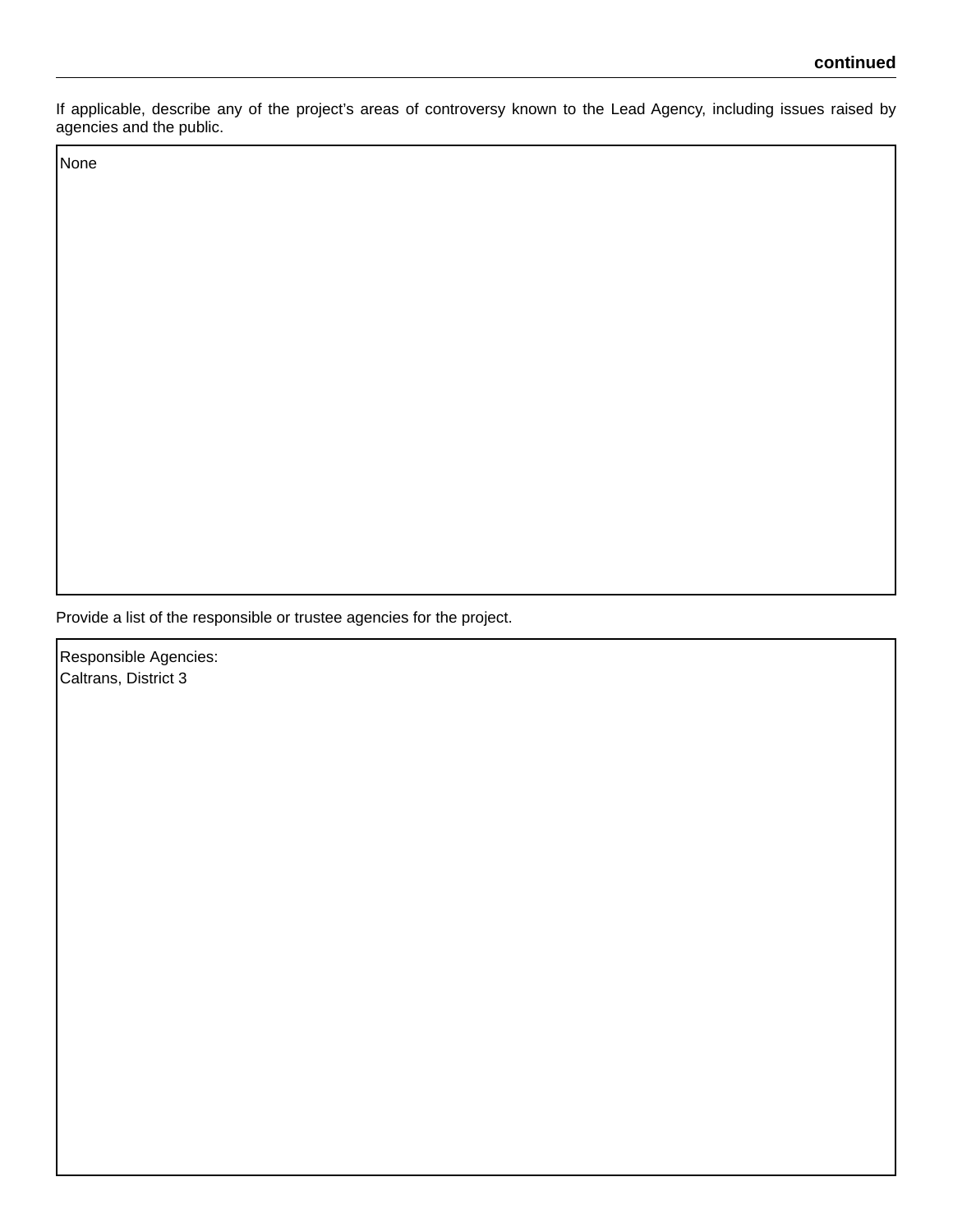**continued**

If applicable, describe any of the project's areas of controversy known to the Lead Agency, including issues raised by agencies and the public.

None

Provide a list of the responsible or trustee agencies for the project.

Responsible Agencies:
Caltrans, District 3